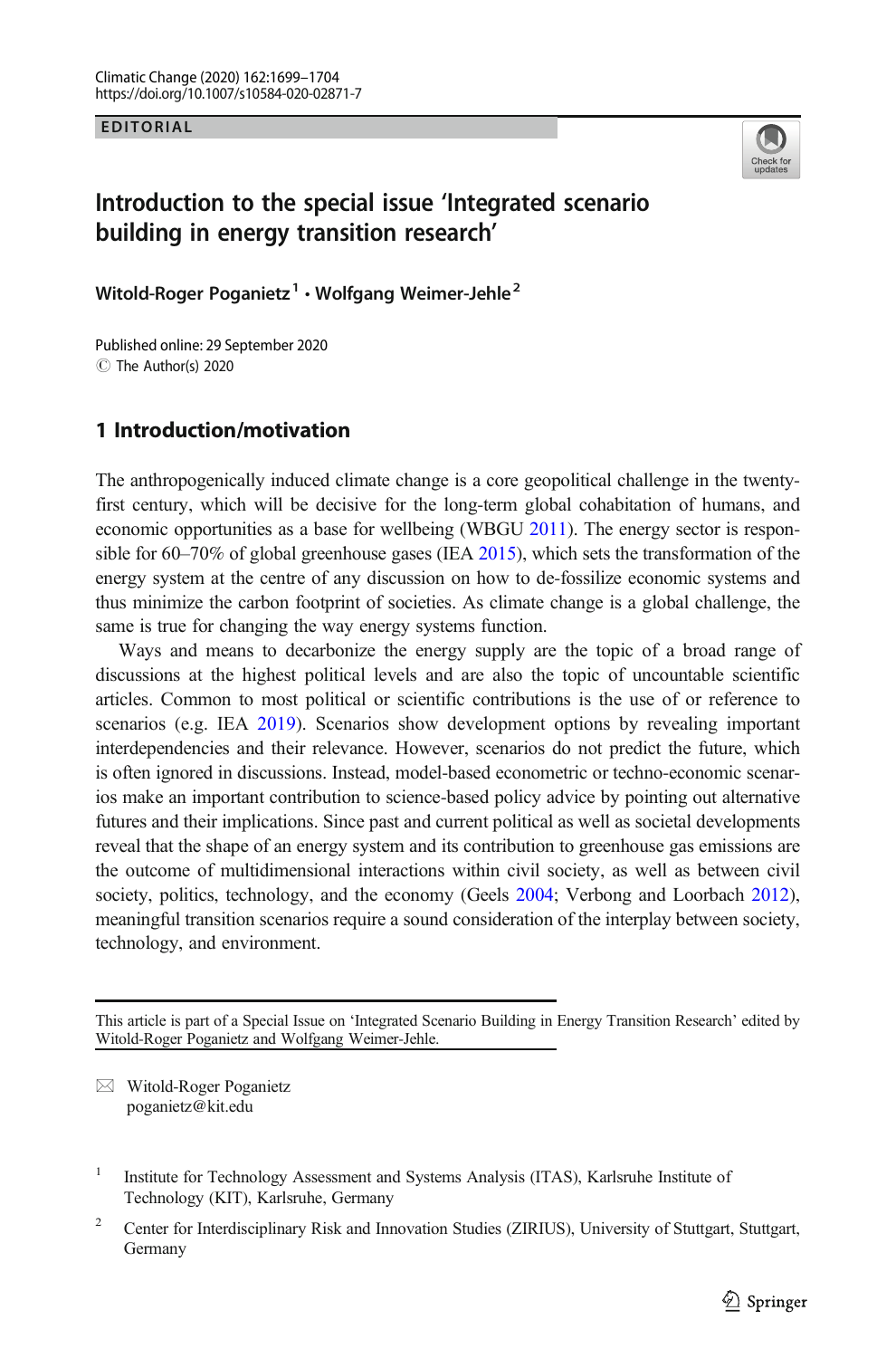EDITORIAL

# Introduction to the special issue 'Integrated scenario building in energy transition research'

**Witold-Roger Poganietz[1] · Wolfgang Weimer-Jehle[2]**

Published online: 29 September 2020
© The Author(s) 2020

## 1 Introduction/motivation

The anthropogenically induced climate change is a core geopolitical challenge in the twenty-first century, which will be decisive for the long-term global cohabitation of humans, and economic opportunities as a base for wellbeing (WBGU 2011). The energy sector is responsible for 60–70% of global greenhouse gases (IEA 2015), which sets the transformation of the energy system at the centre of any discussion on how to de-fossilize economic systems and thus minimize the carbon footprint of societies. As climate change is a global challenge, the same is true for changing the way energy systems function.

Ways and means to decarbonize the energy supply are the topic of a broad range of discussions at the highest political levels and are also the topic of uncountable scientific articles. Common to most political or scientific contributions is the use of or reference to scenarios (e.g. IEA 2019). Scenarios show development options by revealing important interdependencies and their relevance. However, scenarios do not predict the future, which is often ignored in discussions. Instead, model-based econometric or techno-economic scenarios make an important contribution to science-based policy advice by pointing out alternative futures and their implications. Since past and current political as well as societal developments reveal that the shape of an energy system and its contribution to greenhouse gas emissions are the outcome of multidimensional interactions within civil society, as well as between civil society, politics, technology, and the economy (Geels 2004; Verbong and Loorbach 2012), meaningful transition scenarios require a sound consideration of the interplay between society, technology, and environment.

This article is part of a Special Issue on 'Integrated Scenario Building in Energy Transition Research' edited by Witold-Roger Poganietz and Wolfgang Weimer-Jehle.

✉ Witold-Roger Poganietz
poganietz@kit.edu

[1] Institute for Technology Assessment and Systems Analysis (ITAS), Karlsruhe Institute of Technology (KIT), Karlsruhe, Germany

[2] Center for Interdisciplinary Risk and Innovation Studies (ZIRIUS), University of Stuttgart, Stuttgart, Germany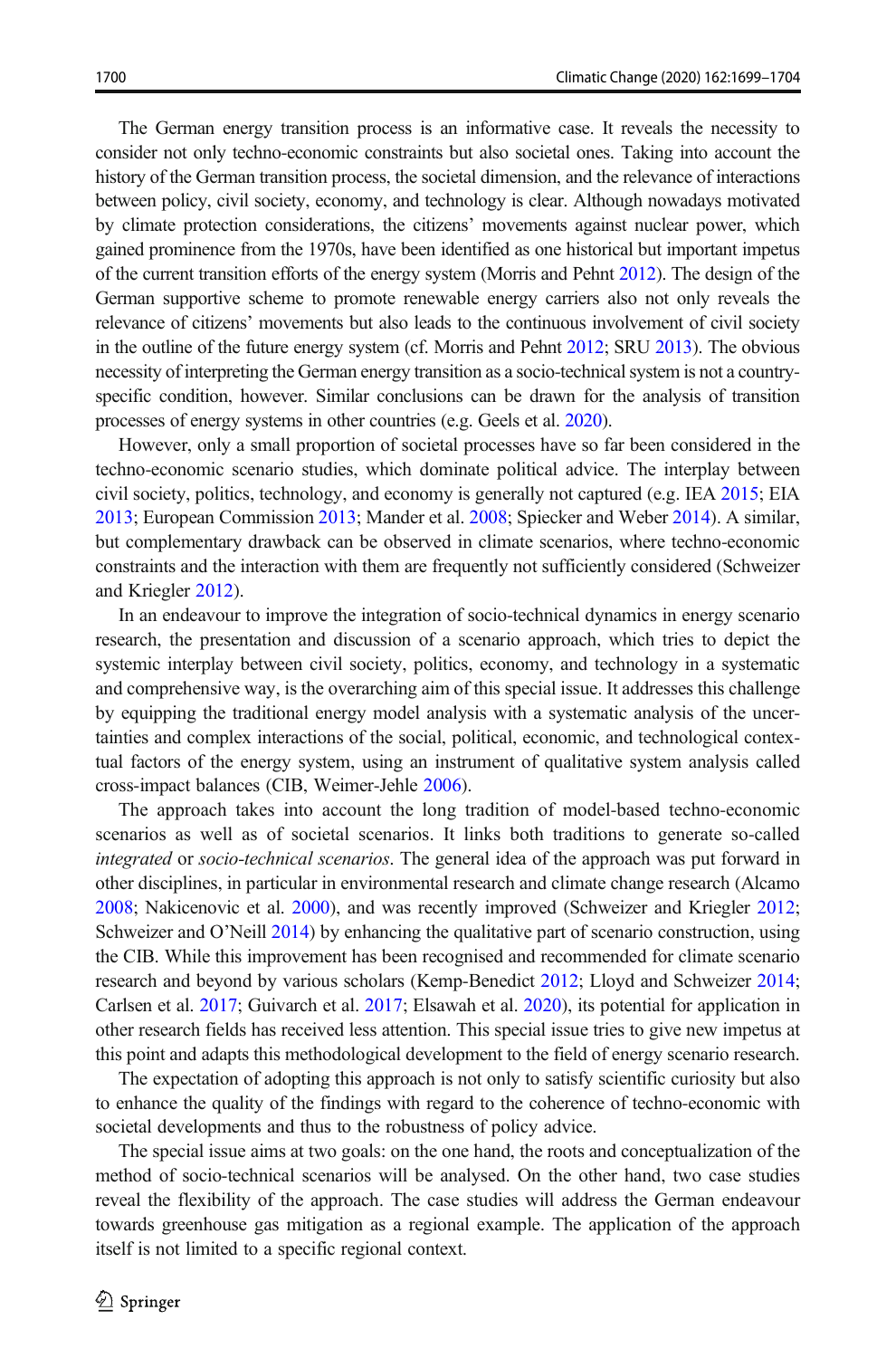The German energy transition process is an informative case. It reveals the necessity to consider not only techno-economic constraints but also societal ones. Taking into account the history of the German transition process, the societal dimension, and the relevance of interactions between policy, civil society, economy, and technology is clear. Although nowadays motivated by climate protection considerations, the citizens' movements against nuclear power, which gained prominence from the 1970s, have been identified as one historical but important impetus of the current transition efforts of the energy system (Morris and Pehnt 2012). The design of the German supportive scheme to promote renewable energy carriers also not only reveals the relevance of citizens' movements but also leads to the continuous involvement of civil society in the outline of the future energy system (cf. Morris and Pehnt 2012; SRU 2013). The obvious necessity of interpreting the German energy transition as a socio-technical system is not a country-specific condition, however. Similar conclusions can be drawn for the analysis of transition processes of energy systems in other countries (e.g. Geels et al. 2020).

However, only a small proportion of societal processes have so far been considered in the techno-economic scenario studies, which dominate political advice. The interplay between civil society, politics, technology, and economy is generally not captured (e.g. IEA 2015; EIA 2013; European Commission 2013; Mander et al. 2008; Spiecker and Weber 2014). A similar, but complementary drawback can be observed in climate scenarios, where techno-economic constraints and the interaction with them are frequently not sufficiently considered (Schweizer and Kriegler 2012).

In an endeavour to improve the integration of socio-technical dynamics in energy scenario research, the presentation and discussion of a scenario approach, which tries to depict the systemic interplay between civil society, politics, economy, and technology in a systematic and comprehensive way, is the overarching aim of this special issue. It addresses this challenge by equipping the traditional energy model analysis with a systematic analysis of the uncertainties and complex interactions of the social, political, economic, and technological contextual factors of the energy system, using an instrument of qualitative system analysis called cross-impact balances (CIB, Weimer-Jehle 2006).

The approach takes into account the long tradition of model-based techno-economic scenarios as well as of societal scenarios. It links both traditions to generate so-called *integrated* or *socio-technical scenarios*. The general idea of the approach was put forward in other disciplines, in particular in environmental research and climate change research (Alcamo 2008; Nakicenovic et al. 2000), and was recently improved (Schweizer and Kriegler 2012; Schweizer and O'Neill 2014) by enhancing the qualitative part of scenario construction, using the CIB. While this improvement has been recognised and recommended for climate scenario research and beyond by various scholars (Kemp-Benedict 2012; Lloyd and Schweizer 2014; Carlsen et al. 2017; Guivarch et al. 2017; Elsawah et al. 2020), its potential for application in other research fields has received less attention. This special issue tries to give new impetus at this point and adapts this methodological development to the field of energy scenario research.

The expectation of adopting this approach is not only to satisfy scientific curiosity but also to enhance the quality of the findings with regard to the coherence of techno-economic with societal developments and thus to the robustness of policy advice.

The special issue aims at two goals: on the one hand, the roots and conceptualization of the method of socio-technical scenarios will be analysed. On the other hand, two case studies reveal the flexibility of the approach. The case studies will address the German endeavour towards greenhouse gas mitigation as a regional example. The application of the approach itself is not limited to a specific regional context.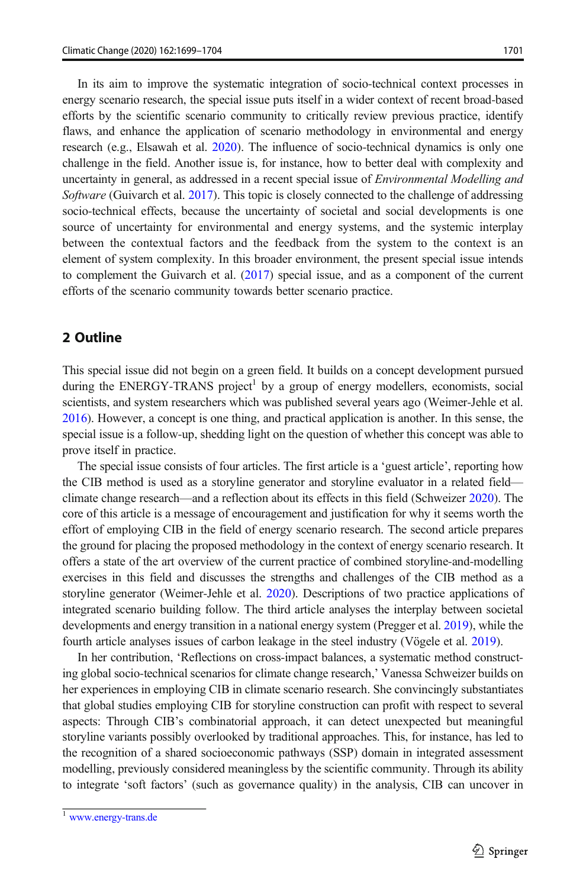In its aim to improve the systematic integration of socio-technical context processes in energy scenario research, the special issue puts itself in a wider context of recent broad-based efforts by the scientific scenario community to critically review previous practice, identify flaws, and enhance the application of scenario methodology in environmental and energy research (e.g., Elsawah et al. 2020). The influence of socio-technical dynamics is only one challenge in the field. Another issue is, for instance, how to better deal with complexity and uncertainty in general, as addressed in a recent special issue of *Environmental Modelling and Software* (Guivarch et al. 2017). This topic is closely connected to the challenge of addressing socio-technical effects, because the uncertainty of societal and social developments is one source of uncertainty for environmental and energy systems, and the systemic interplay between the contextual factors and the feedback from the system to the context is an element of system complexity. In this broader environment, the present special issue intends to complement the Guivarch et al. (2017) special issue, and as a component of the current efforts of the scenario community towards better scenario practice.

## 2 Outline

This special issue did not begin on a green field. It builds on a concept development pursued during the ENERGY-TRANS project[1] by a group of energy modellers, economists, social scientists, and system researchers which was published several years ago (Weimer-Jehle et al. 2016). However, a concept is one thing, and practical application is another. In this sense, the special issue is a follow-up, shedding light on the question of whether this concept was able to prove itself in practice.

The special issue consists of four articles. The first article is a 'guest article', reporting how the CIB method is used as a storyline generator and storyline evaluator in a related field—climate change research—and a reflection about its effects in this field (Schweizer 2020). The core of this article is a message of encouragement and justification for why it seems worth the effort of employing CIB in the field of energy scenario research. The second article prepares the ground for placing the proposed methodology in the context of energy scenario research. It offers a state of the art overview of the current practice of combined storyline-and-modelling exercises in this field and discusses the strengths and challenges of the CIB method as a storyline generator (Weimer-Jehle et al. 2020). Descriptions of two practice applications of integrated scenario building follow. The third article analyses the interplay between societal developments and energy transition in a national energy system (Pregger et al. 2019), while the fourth article analyses issues of carbon leakage in the steel industry (Vögele et al. 2019).

In her contribution, 'Reflections on cross-impact balances, a systematic method constructing global socio-technical scenarios for climate change research,' Vanessa Schweizer builds on her experiences in employing CIB in climate scenario research. She convincingly substantiates that global studies employing CIB for storyline construction can profit with respect to several aspects: Through CIB's combinatorial approach, it can detect unexpected but meaningful storyline variants possibly overlooked by traditional approaches. This, for instance, has led to the recognition of a shared socioeconomic pathways (SSP) domain in integrated assessment modelling, previously considered meaningless by the scientific community. Through its ability to integrate 'soft factors' (such as governance quality) in the analysis, CIB can uncover in

[1] www.energy-trans.de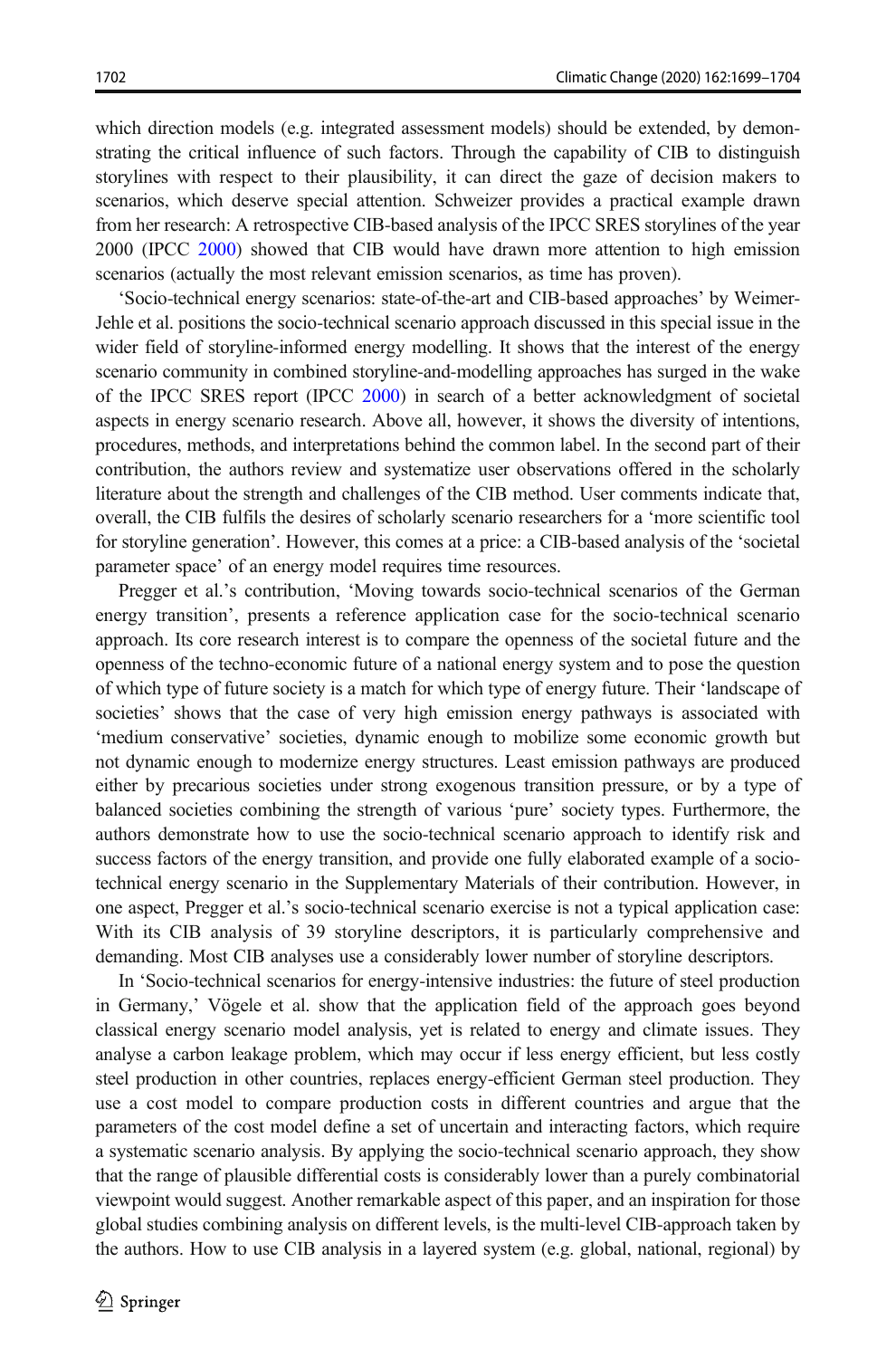which direction models (e.g. integrated assessment models) should be extended, by demonstrating the critical influence of such factors. Through the capability of CIB to distinguish storylines with respect to their plausibility, it can direct the gaze of decision makers to scenarios, which deserve special attention. Schweizer provides a practical example drawn from her research: A retrospective CIB-based analysis of the IPCC SRES storylines of the year 2000 (IPCC 2000) showed that CIB would have drawn more attention to high emission scenarios (actually the most relevant emission scenarios, as time has proven).

'Socio-technical energy scenarios: state-of-the-art and CIB-based approaches' by Weimer-Jehle et al. positions the socio-technical scenario approach discussed in this special issue in the wider field of storyline-informed energy modelling. It shows that the interest of the energy scenario community in combined storyline-and-modelling approaches has surged in the wake of the IPCC SRES report (IPCC 2000) in search of a better acknowledgment of societal aspects in energy scenario research. Above all, however, it shows the diversity of intentions, procedures, methods, and interpretations behind the common label. In the second part of their contribution, the authors review and systematize user observations offered in the scholarly literature about the strength and challenges of the CIB method. User comments indicate that, overall, the CIB fulfils the desires of scholarly scenario researchers for a 'more scientific tool for storyline generation'. However, this comes at a price: a CIB-based analysis of the 'societal parameter space' of an energy model requires time resources.

Pregger et al.'s contribution, 'Moving towards socio-technical scenarios of the German energy transition', presents a reference application case for the socio-technical scenario approach. Its core research interest is to compare the openness of the societal future and the openness of the techno-economic future of a national energy system and to pose the question of which type of future society is a match for which type of energy future. Their 'landscape of societies' shows that the case of very high emission energy pathways is associated with 'medium conservative' societies, dynamic enough to mobilize some economic growth but not dynamic enough to modernize energy structures. Least emission pathways are produced either by precarious societies under strong exogenous transition pressure, or by a type of balanced societies combining the strength of various 'pure' society types. Furthermore, the authors demonstrate how to use the socio-technical scenario approach to identify risk and success factors of the energy transition, and provide one fully elaborated example of a socio-technical energy scenario in the Supplementary Materials of their contribution. However, in one aspect, Pregger et al.'s socio-technical scenario exercise is not a typical application case: With its CIB analysis of 39 storyline descriptors, it is particularly comprehensive and demanding. Most CIB analyses use a considerably lower number of storyline descriptors.

In 'Socio-technical scenarios for energy-intensive industries: the future of steel production in Germany,' Vögele et al. show that the application field of the approach goes beyond classical energy scenario model analysis, yet is related to energy and climate issues. They analyse a carbon leakage problem, which may occur if less energy efficient, but less costly steel production in other countries, replaces energy-efficient German steel production. They use a cost model to compare production costs in different countries and argue that the parameters of the cost model define a set of uncertain and interacting factors, which require a systematic scenario analysis. By applying the socio-technical scenario approach, they show that the range of plausible differential costs is considerably lower than a purely combinatorial viewpoint would suggest. Another remarkable aspect of this paper, and an inspiration for those global studies combining analysis on different levels, is the multi-level CIB-approach taken by the authors. How to use CIB analysis in a layered system (e.g. global, national, regional) by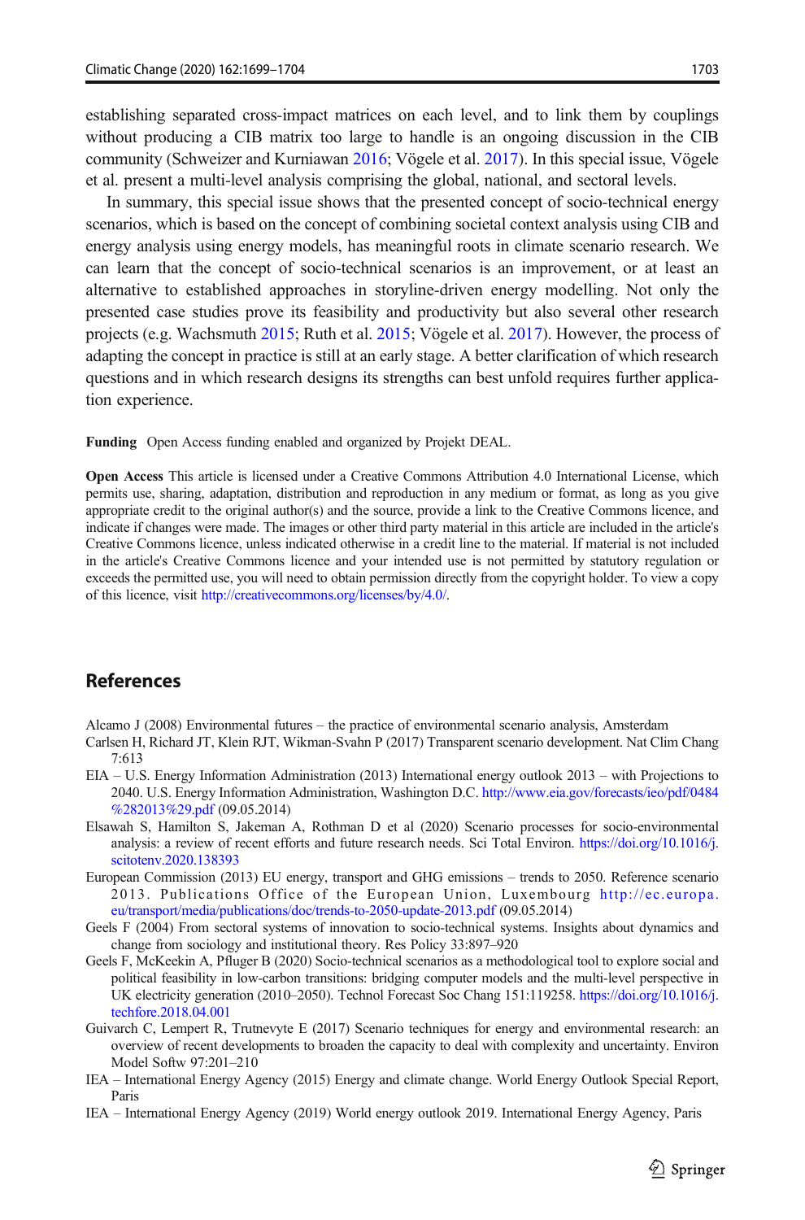establishing separated cross-impact matrices on each level, and to link them by couplings without producing a CIB matrix too large to handle is an ongoing discussion in the CIB community (Schweizer and Kurniawan 2016; Vögele et al. 2017). In this special issue, Vögele et al. present a multi-level analysis comprising the global, national, and sectoral levels.

In summary, this special issue shows that the presented concept of socio-technical energy scenarios, which is based on the concept of combining societal context analysis using CIB and energy analysis using energy models, has meaningful roots in climate scenario research. We can learn that the concept of socio-technical scenarios is an improvement, or at least an alternative to established approaches in storyline-driven energy modelling. Not only the presented case studies prove its feasibility and productivity but also several other research projects (e.g. Wachsmuth 2015; Ruth et al. 2015; Vögele et al. 2017). However, the process of adapting the concept in practice is still at an early stage. A better clarification of which research questions and in which research designs its strengths can best unfold requires further application experience.

**Funding** Open Access funding enabled and organized by Projekt DEAL.

**Open Access** This article is licensed under a Creative Commons Attribution 4.0 International License, which permits use, sharing, adaptation, distribution and reproduction in any medium or format, as long as you give appropriate credit to the original author(s) and the source, provide a link to the Creative Commons licence, and indicate if changes were made. The images or other third party material in this article are included in the article's Creative Commons licence, unless indicated otherwise in a credit line to the material. If material is not included in the article's Creative Commons licence and your intended use is not permitted by statutory regulation or exceeds the permitted use, you will need to obtain permission directly from the copyright holder. To view a copy of this licence, visit http://creativecommons.org/licenses/by/4.0/.

## References

Alcamo J (2008) Environmental futures – the practice of environmental scenario analysis, Amsterdam

Carlsen H, Richard JT, Klein RJT, Wikman-Svahn P (2017) Transparent scenario development. Nat Clim Chang 7:613

EIA – U.S. Energy Information Administration (2013) International energy outlook 2013 – with Projections to 2040. U.S. Energy Information Administration, Washington D.C. http://www.eia.gov/forecasts/ieo/pdf/0484%282013%29.pdf (09.05.2014)

Elsawah S, Hamilton S, Jakeman A, Rothman D et al (2020) Scenario processes for socio-environmental analysis: a review of recent efforts and future research needs. Sci Total Environ. https://doi.org/10.1016/j.scitotenv.2020.138393

European Commission (2013) EU energy, transport and GHG emissions – trends to 2050. Reference scenario 2013. Publications Office of the European Union, Luxembourg http://ec.europa.eu/transport/media/publications/doc/trends-to-2050-update-2013.pdf (09.05.2014)

Geels F (2004) From sectoral systems of innovation to socio-technical systems. Insights about dynamics and change from sociology and institutional theory. Res Policy 33:897–920

Geels F, McKeekin A, Pfluger B (2020) Socio-technical scenarios as a methodological tool to explore social and political feasibility in low-carbon transitions: bridging computer models and the multi-level perspective in UK electricity generation (2010–2050). Technol Forecast Soc Chang 151:119258. https://doi.org/10.1016/j.techfore.2018.04.001

Guivarch C, Lempert R, Trutnevyte E (2017) Scenario techniques for energy and environmental research: an overview of recent developments to broaden the capacity to deal with complexity and uncertainty. Environ Model Softw 97:201–210

IEA – International Energy Agency (2015) Energy and climate change. World Energy Outlook Special Report, Paris

IEA – International Energy Agency (2019) World energy outlook 2019. International Energy Agency, Paris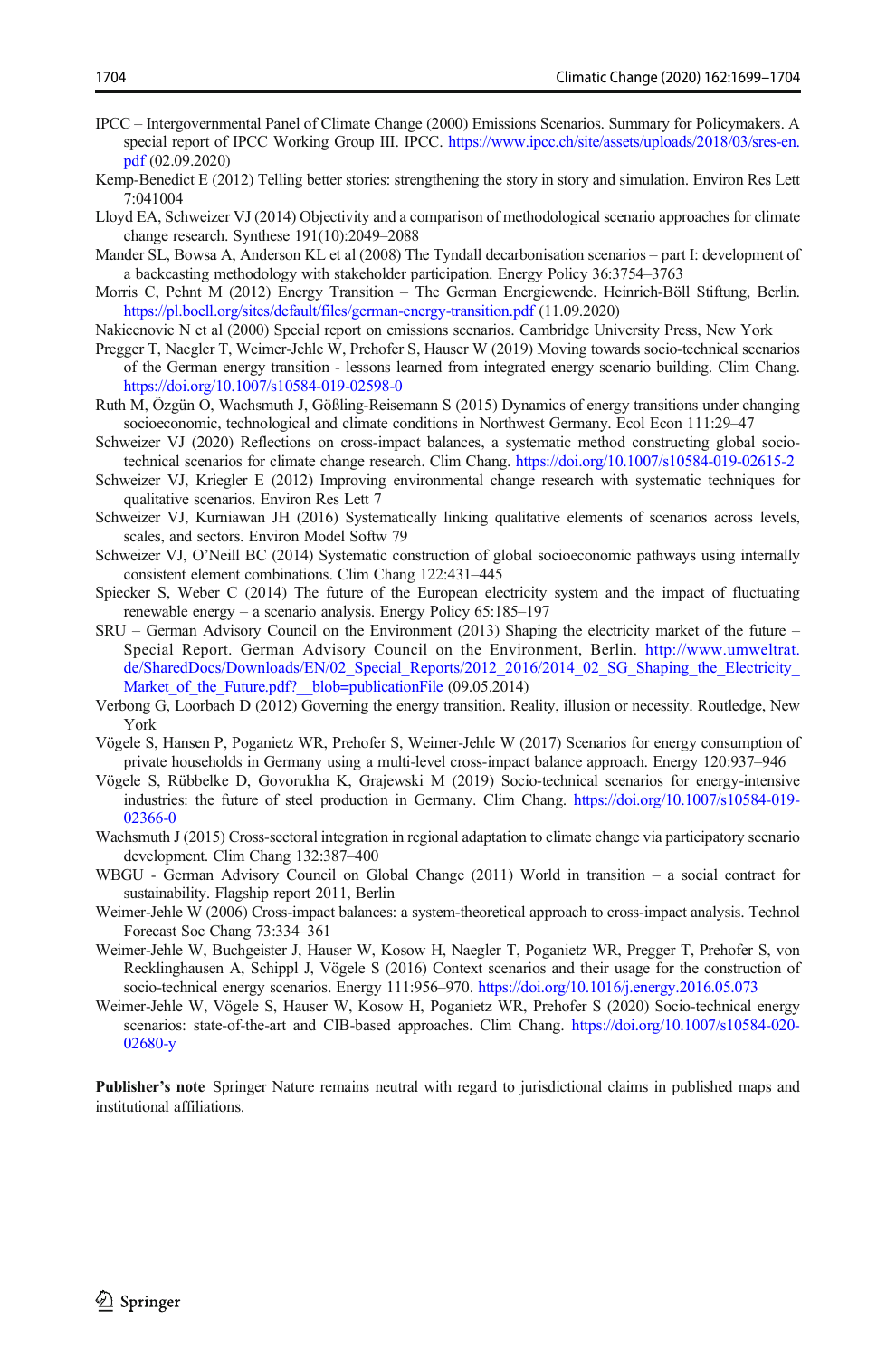IPCC – Intergovernmental Panel of Climate Change (2000) Emissions Scenarios. Summary for Policymakers. A special report of IPCC Working Group III. IPCC. https://www.ipcc.ch/site/assets/uploads/2018/03/sres-en.pdf (02.09.2020)

Kemp-Benedict E (2012) Telling better stories: strengthening the story in story and simulation. Environ Res Lett 7:041004

Lloyd EA, Schweizer VJ (2014) Objectivity and a comparison of methodological scenario approaches for climate change research. Synthese 191(10):2049–2088

Mander SL, Bowsa A, Anderson KL et al (2008) The Tyndall decarbonisation scenarios – part I: development of a backcasting methodology with stakeholder participation. Energy Policy 36:3754–3763

Morris C, Pehnt M (2012) Energy Transition – The German Energiewende. Heinrich-Böll Stiftung, Berlin. https://pl.boell.org/sites/default/files/german-energy-transition.pdf (11.09.2020)

Nakicenovic N et al (2000) Special report on emissions scenarios. Cambridge University Press, New York

Pregger T, Naegler T, Weimer-Jehle W, Prehofer S, Hauser W (2019) Moving towards socio-technical scenarios of the German energy transition - lessons learned from integrated energy scenario building. Clim Chang. https://doi.org/10.1007/s10584-019-02598-0

Ruth M, Özgün O, Wachsmuth J, Gößling-Reisemann S (2015) Dynamics of energy transitions under changing socioeconomic, technological and climate conditions in Northwest Germany. Ecol Econ 111:29–47

Schweizer VJ (2020) Reflections on cross-impact balances, a systematic method constructing global socio-technical scenarios for climate change research. Clim Chang. https://doi.org/10.1007/s10584-019-02615-2

Schweizer VJ, Kriegler E (2012) Improving environmental change research with systematic techniques for qualitative scenarios. Environ Res Lett 7

Schweizer VJ, Kurniawan JH (2016) Systematically linking qualitative elements of scenarios across levels, scales, and sectors. Environ Model Softw 79

Schweizer VJ, O'Neill BC (2014) Systematic construction of global socioeconomic pathways using internally consistent element combinations. Clim Chang 122:431–445

Spiecker S, Weber C (2014) The future of the European electricity system and the impact of fluctuating renewable energy – a scenario analysis. Energy Policy 65:185–197

SRU – German Advisory Council on the Environment (2013) Shaping the electricity market of the future – Special Report. German Advisory Council on the Environment, Berlin. http://www.umweltrat.de/SharedDocs/Downloads/EN/02_Special_Reports/2012_2016/2014_02_SG_Shaping_the_Electricity_Market_of_the_Future.pdf?__blob=publicationFile (09.05.2014)

Verbong G, Loorbach D (2012) Governing the energy transition. Reality, illusion or necessity. Routledge, New York

Vögele S, Hansen P, Poganietz WR, Prehofer S, Weimer-Jehle W (2017) Scenarios for energy consumption of private households in Germany using a multi-level cross-impact balance approach. Energy 120:937–946

Vögele S, Rübbelke D, Govorukha K, Grajewski M (2019) Socio-technical scenarios for energy-intensive industries: the future of steel production in Germany. Clim Chang. https://doi.org/10.1007/s10584-019-02366-0

Wachsmuth J (2015) Cross-sectoral integration in regional adaptation to climate change via participatory scenario development. Clim Chang 132:387–400

WBGU - German Advisory Council on Global Change (2011) World in transition – a social contract for sustainability. Flagship report 2011, Berlin

Weimer-Jehle W (2006) Cross-impact balances: a system-theoretical approach to cross-impact analysis. Technol Forecast Soc Chang 73:334–361

Weimer-Jehle W, Buchgeister J, Hauser W, Kosow H, Naegler T, Poganietz WR, Pregger T, Prehofer S, von Recklinghausen A, Schippl J, Vögele S (2016) Context scenarios and their usage for the construction of socio-technical energy scenarios. Energy 111:956–970. https://doi.org/10.1016/j.energy.2016.05.073

Weimer-Jehle W, Vögele S, Hauser W, Kosow H, Poganietz WR, Prehofer S (2020) Socio-technical energy scenarios: state-of-the-art and CIB-based approaches. Clim Chang. https://doi.org/10.1007/s10584-020-02680-y

**Publisher's note** Springer Nature remains neutral with regard to jurisdictional claims in published maps and institutional affiliations.